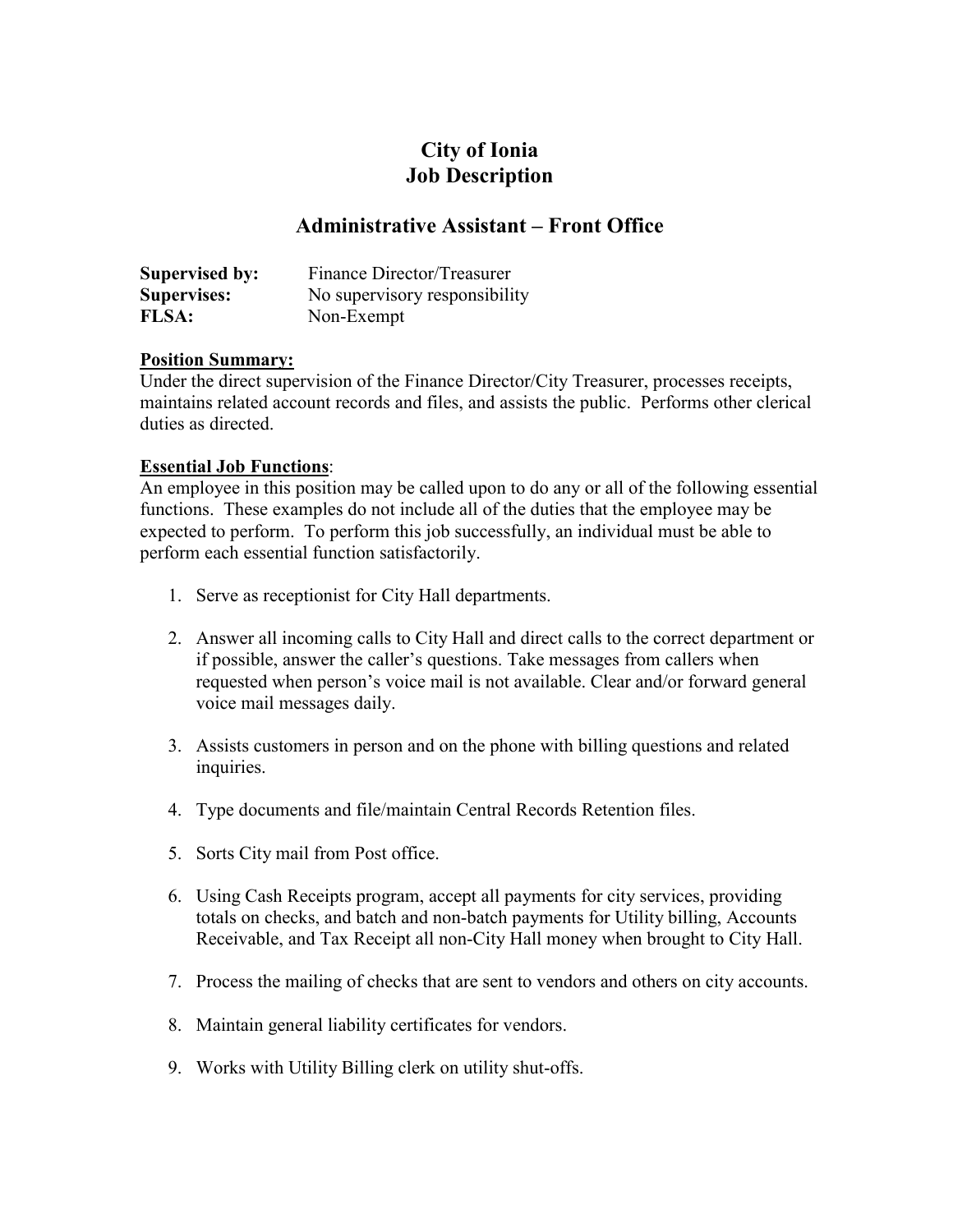# City of Ionia
# Job Description

## Administrative Assistant – Front Office

**Supervised by:** Finance Director/Treasurer
**Supervises:** No supervisory responsibility
**FLSA:** Non-Exempt

**Position Summary:**

Under the direct supervision of the Finance Director/City Treasurer, processes receipts, maintains related account records and files, and assists the public. Performs other clerical duties as directed.

**Essential Job Functions**:

An employee in this position may be called upon to do any or all of the following essential functions. These examples do not include all of the duties that the employee may be expected to perform. To perform this job successfully, an individual must be able to perform each essential function satisfactorily.

1. Serve as receptionist for City Hall departments.

2. Answer all incoming calls to City Hall and direct calls to the correct department or if possible, answer the caller's questions. Take messages from callers when requested when person's voice mail is not available. Clear and/or forward general voice mail messages daily.

3. Assists customers in person and on the phone with billing questions and related inquiries.

4. Type documents and file/maintain Central Records Retention files.

5. Sorts City mail from Post office.

6. Using Cash Receipts program, accept all payments for city services, providing totals on checks, and batch and non-batch payments for Utility billing, Accounts Receivable, and Tax Receipt all non-City Hall money when brought to City Hall.

7. Process the mailing of checks that are sent to vendors and others on city accounts.

8. Maintain general liability certificates for vendors.

9. Works with Utility Billing clerk on utility shut-offs.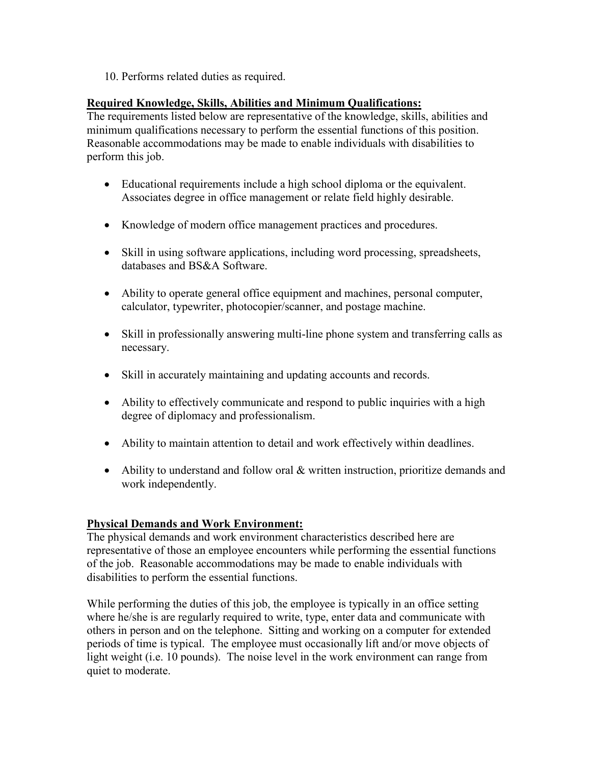10. Performs related duties as required.

## Required Knowledge, Skills, Abilities and Minimum Qualifications:

The requirements listed below are representative of the knowledge, skills, abilities and minimum qualifications necessary to perform the essential functions of this position. Reasonable accommodations may be made to enable individuals with disabilities to perform this job.

- Educational requirements include a high school diploma or the equivalent. Associates degree in office management or relate field highly desirable.
- Knowledge of modern office management practices and procedures.
- Skill in using software applications, including word processing, spreadsheets, databases and BS&A Software.
- Ability to operate general office equipment and machines, personal computer, calculator, typewriter, photocopier/scanner, and postage machine.
- Skill in professionally answering multi-line phone system and transferring calls as necessary.
- Skill in accurately maintaining and updating accounts and records.
- Ability to effectively communicate and respond to public inquiries with a high degree of diplomacy and professionalism.
- Ability to maintain attention to detail and work effectively within deadlines.
- Ability to understand and follow oral & written instruction, prioritize demands and work independently.

## Physical Demands and Work Environment:

The physical demands and work environment characteristics described here are representative of those an employee encounters while performing the essential functions of the job. Reasonable accommodations may be made to enable individuals with disabilities to perform the essential functions.

While performing the duties of this job, the employee is typically in an office setting where he/she is are regularly required to write, type, enter data and communicate with others in person and on the telephone. Sitting and working on a computer for extended periods of time is typical. The employee must occasionally lift and/or move objects of light weight (i.e. 10 pounds). The noise level in the work environment can range from quiet to moderate.